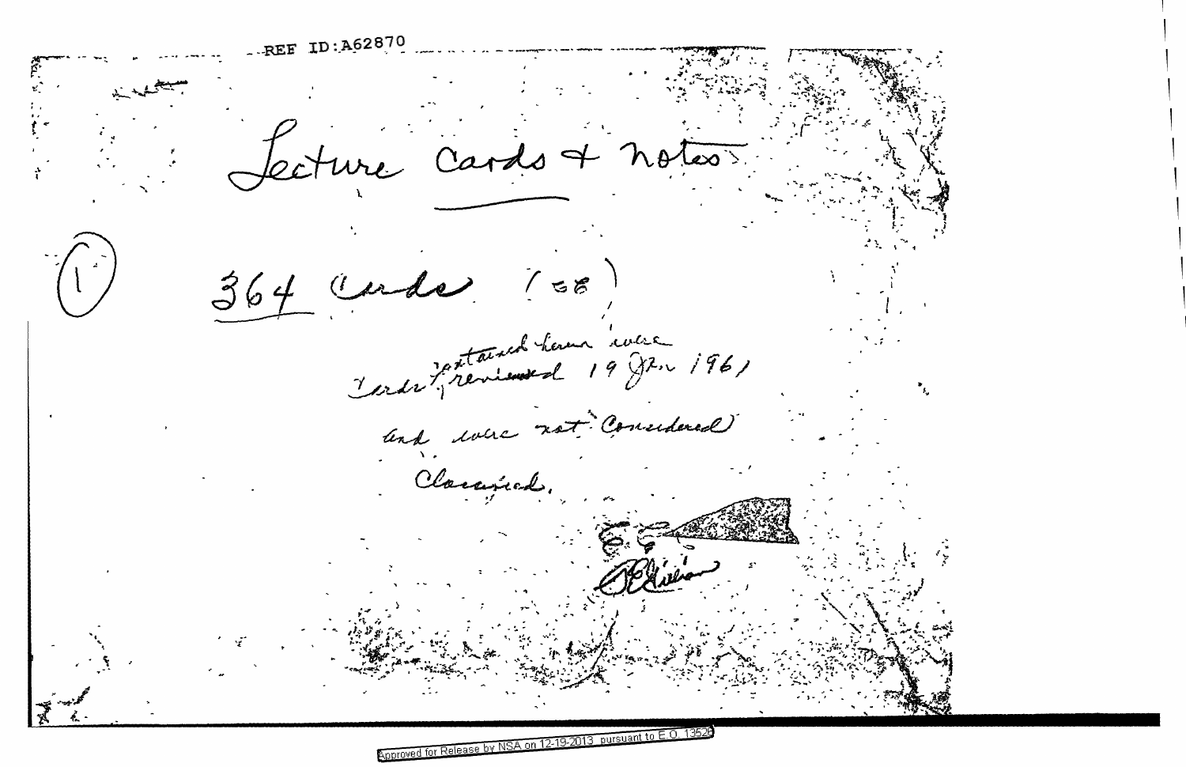REF ID:A62870

Lecture Cards & Notes

(1) 364 Cards (58)

Cards contained herein were reviewed 19 Jan 1961 and were not Considered Classified.

[signature]

Approved for Release by NSA on 12-19-2013 pursuant to E.O. 13526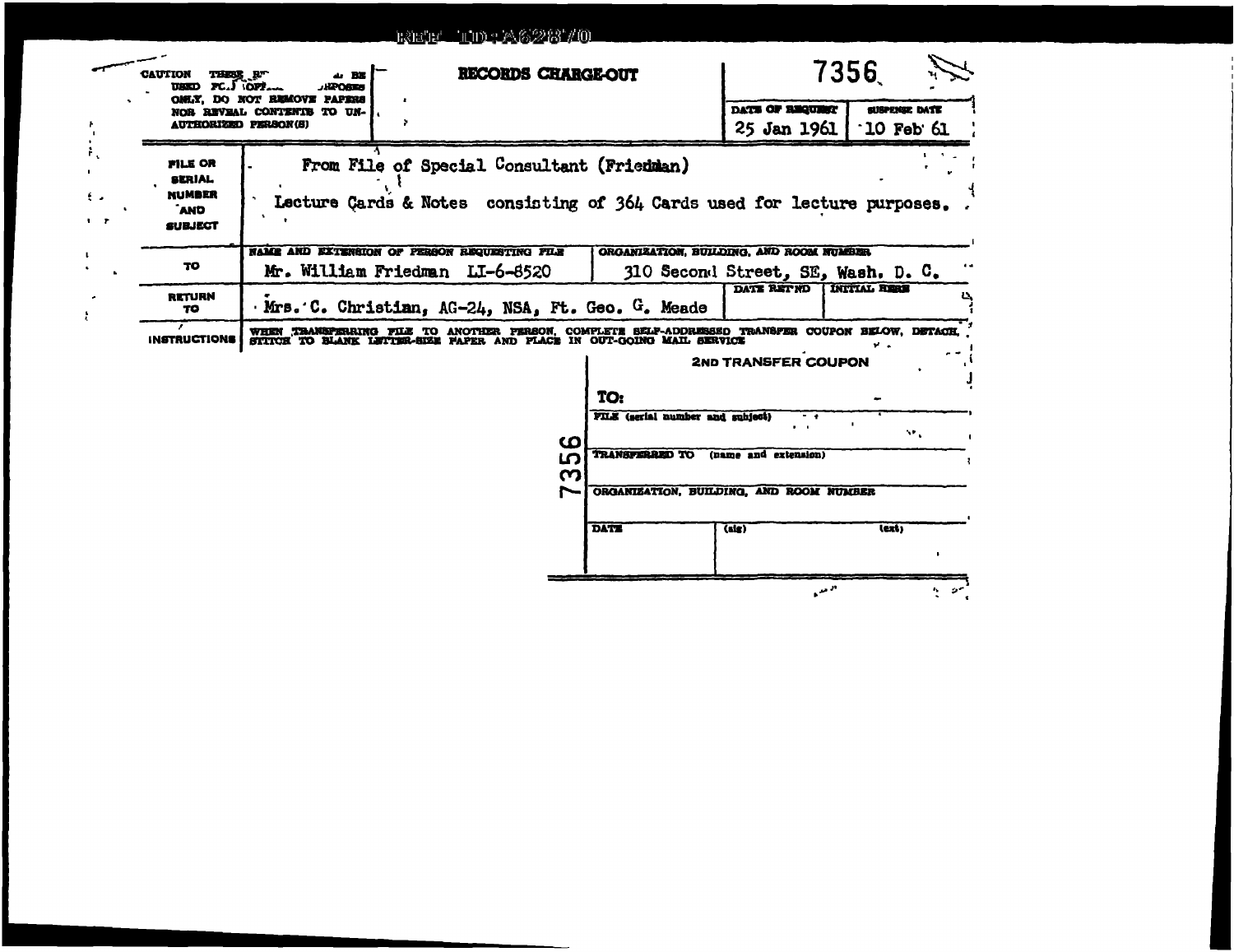REF ID:A62870

**CAUTION** THESE R... ... BE USED FC... OFF... ...RPOSES ONLY, DO NOT REMOVE PAPERS NOR REVEAL CONTENTS TO UNAUTHORIZED PERSON(S)

## RECORDS CHARGE-OUT

7356

| DATE OF REQUEST | SUSPENSE DATE |
|---|---|
| 25 Jan 1961 | 10 Feb 61 |

| | |
|---|---|
| **FILE OR SERIAL NUMBER AND SUBJECT** | From File of Special Consultant (Friedman)<br>Lecture Cards & Notes consisting of 364 Cards used for lecture purposes. |
| **TO** | NAME AND EXTENSION OF PERSON REQUESTING FILE: Mr. William Friedman LI-6-8520<br>ORGANIZATION, BUILDING, AND ROOM NUMBER: 310 Second Street, SE, Wash. D. C. |
| **RETURN TO** | Mrs. C. Christian, AG-24, NSA, Ft. Geo. G. Meade<br>DATE RET'ND:<br>INITIAL HERE: |
| **INSTRUCTIONS** | WHEN TRANSFERRING FILE TO ANOTHER PERSON, COMPLETE SELF-ADDRESSED TRANSFER COUPON BELOW, DETACH, STITCH TO BLANK LETTER-SIZE PAPER AND PLACE IN OUT-GOING MAIL SERVICE |

### 2ND TRANSFER COUPON

7356

TO:

FILE (serial number and subject)

TRANSFERRED TO (name and extension)

ORGANIZATION, BUILDING, AND ROOM NUMBER

| DATE | (sig) | (ext) |
|---|---|---|
| | | |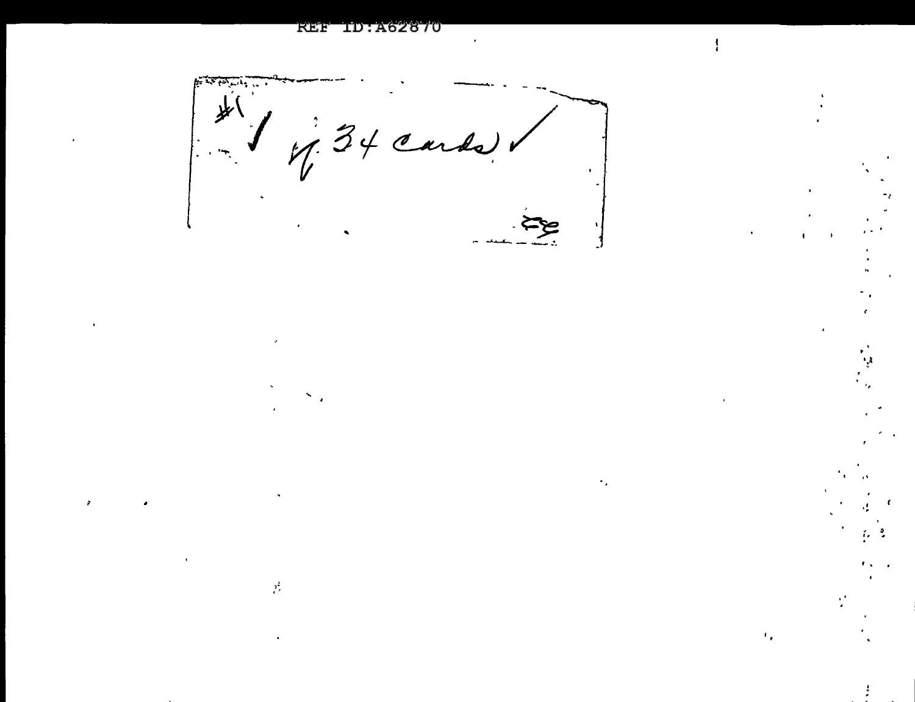#1 ✓ of 34 cards ✓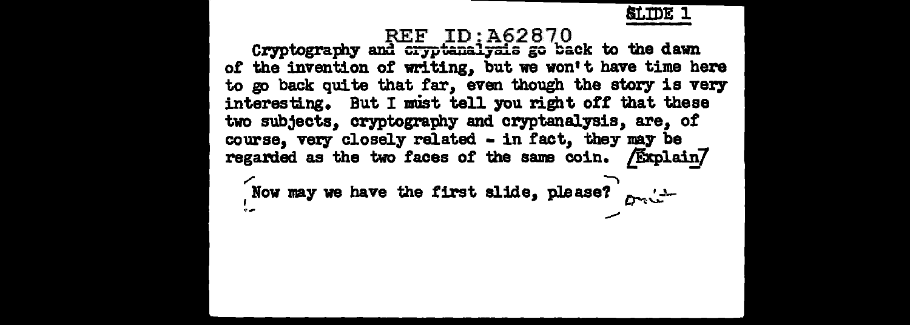SLIDE 1

Cryptography and cryptanalysis go back to the dawn of the invention of writing, but we won't have time here to go back quite that far, even though the story is very interesting. But I must tell you right off that these two subjects, cryptography and cryptanalysis, are, of course, very closely related - in fact, they may be regarded as the two faces of the same coin. [Explain]

Now may we have the first slide, please?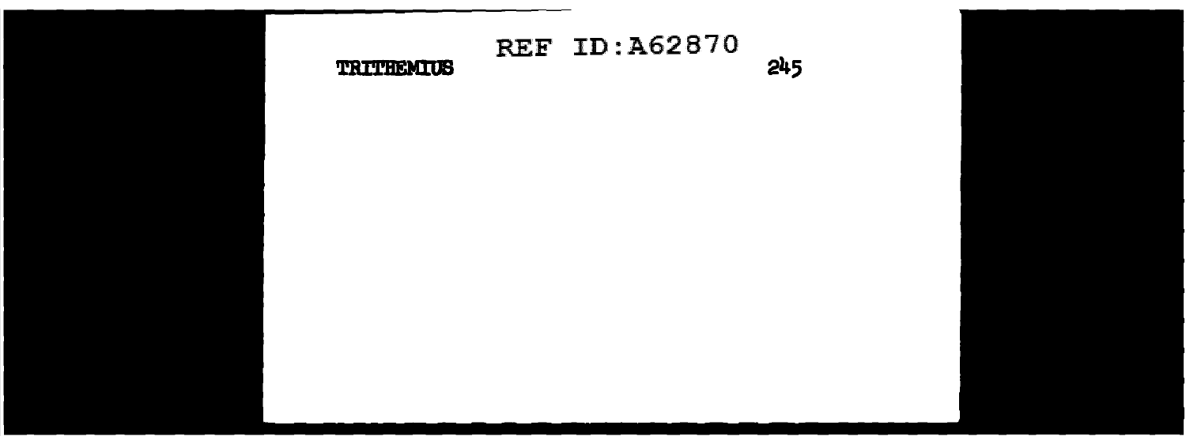TRITHEMIUS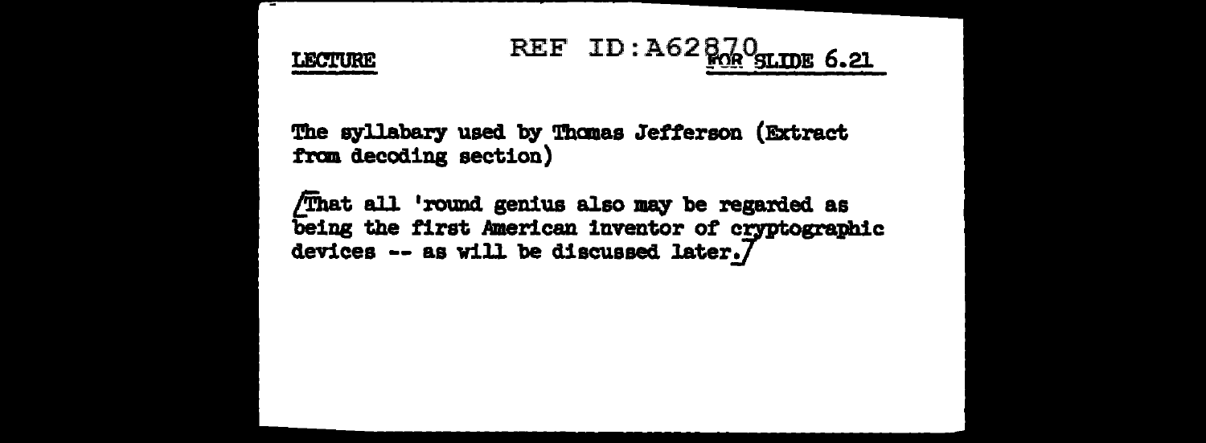LECTURE FOR SLIDE 6.21

The syllabary used by Thomas Jefferson (Extract from decoding section)

[That all 'round genius also may be regarded as being the first American inventor of cryptographic devices -- as will be discussed later.]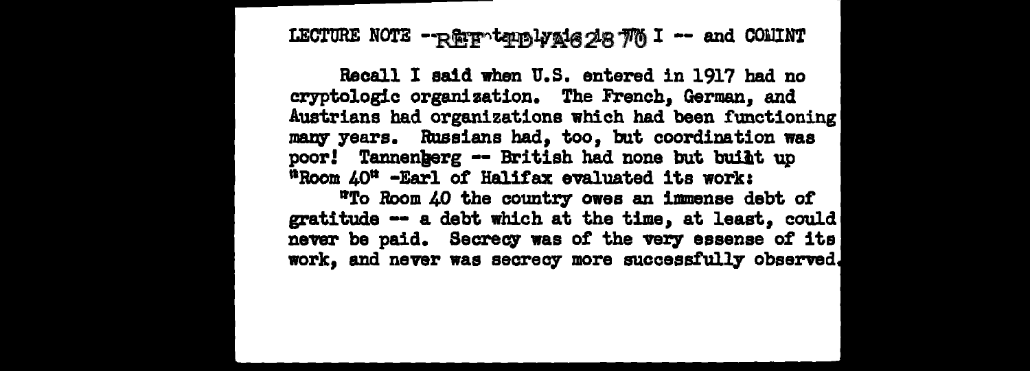LECTURE NOTE -- Cryptanalysis I -- and COMINT

Recall I said when U.S. entered in 1917 had no cryptologic organization. The French, German, and Austrians had organizations which had been functioning many years. Russians had, too, but coordination was poor! Tannenberg -- British had none but built up "Room 40" -Earl of Halifax evaluated its work:

"To Room 40 the country owes an immense debt of gratitude -- a debt which at the time, at least, could never be paid. Secrecy was of the very essense of its work, and never was secrecy more successfully observed.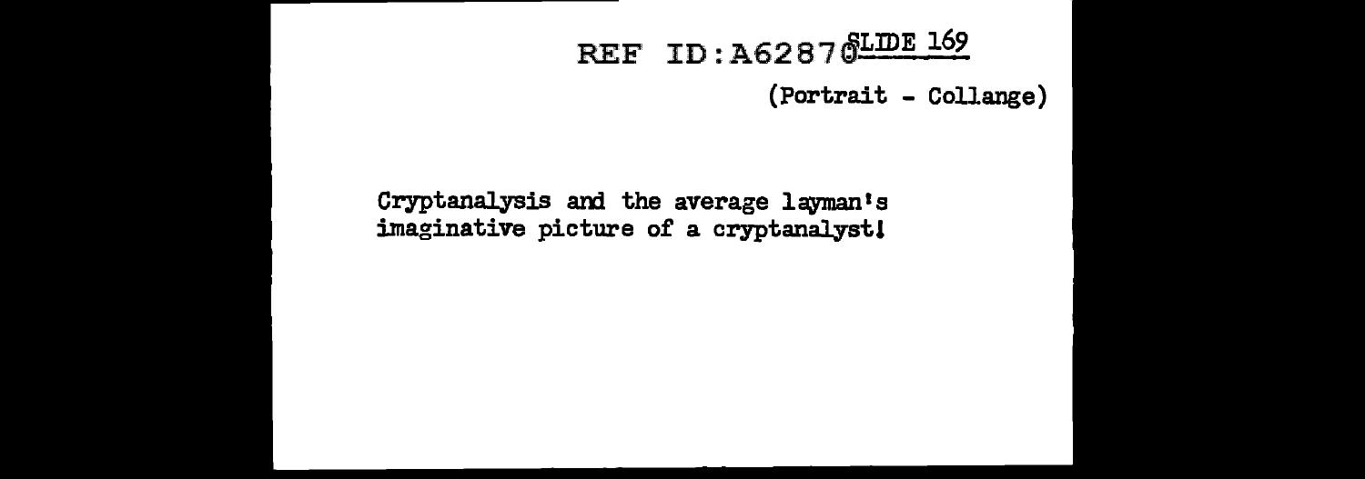REF ID:A62870

SLIDE 169

(Portrait - Collange)

Cryptanalysis and the average layman's imaginative picture of a cryptanalyst!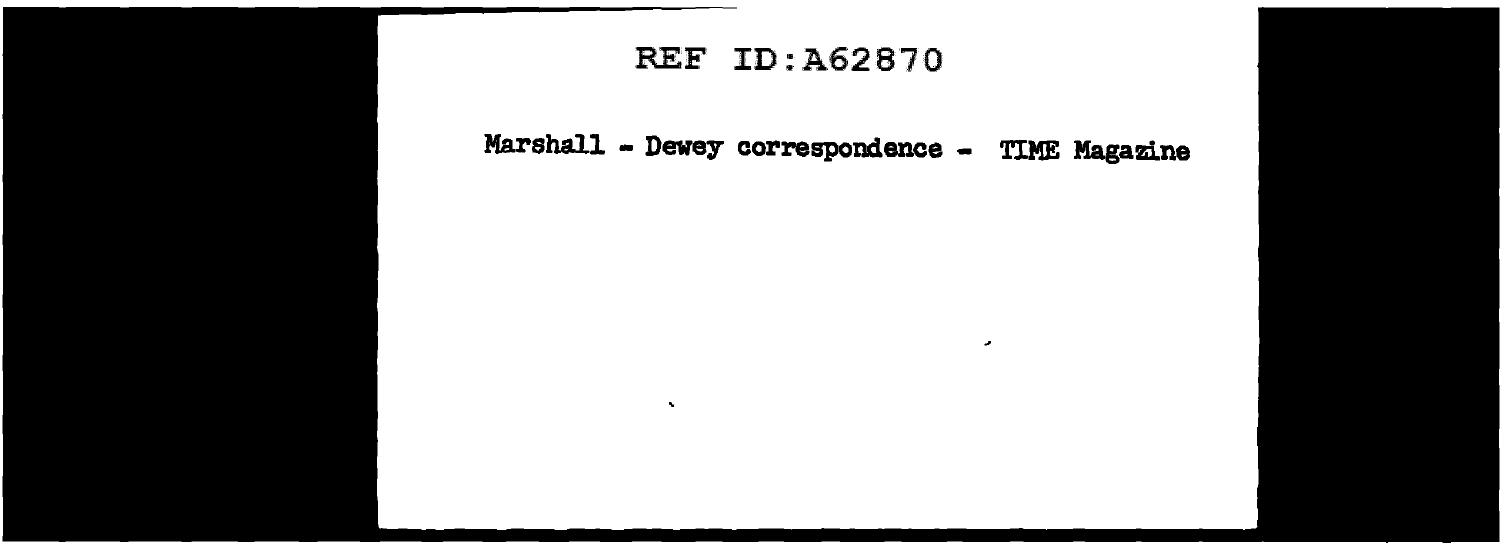REF ID:A62870

Marshall - Dewey correspondence - TIME Magazine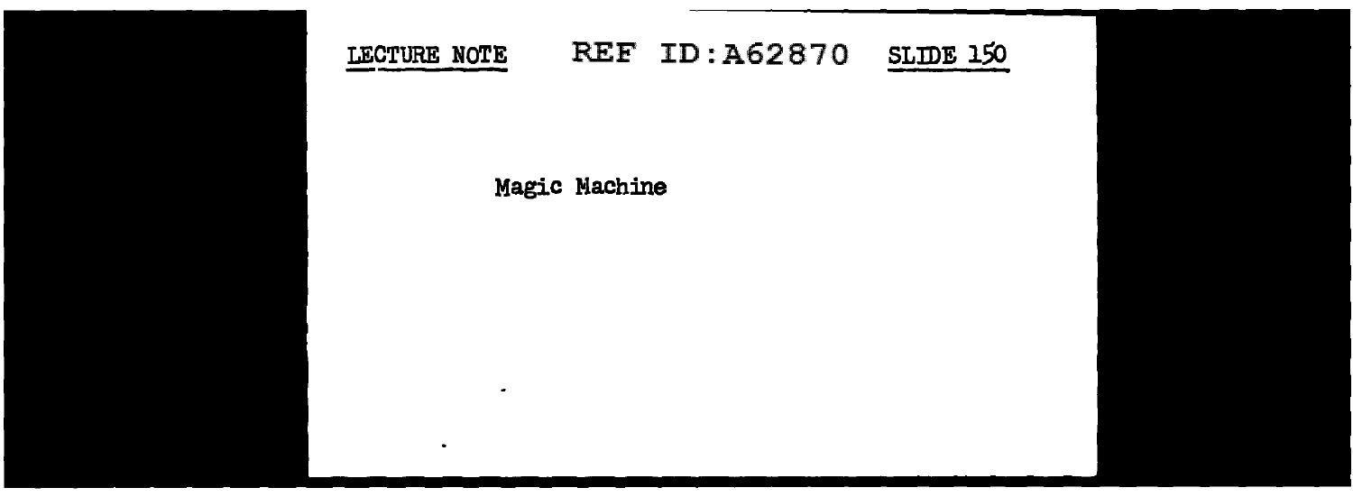LECTURE NOTE REF ID:A62870 SLIDE 150

Magic Machine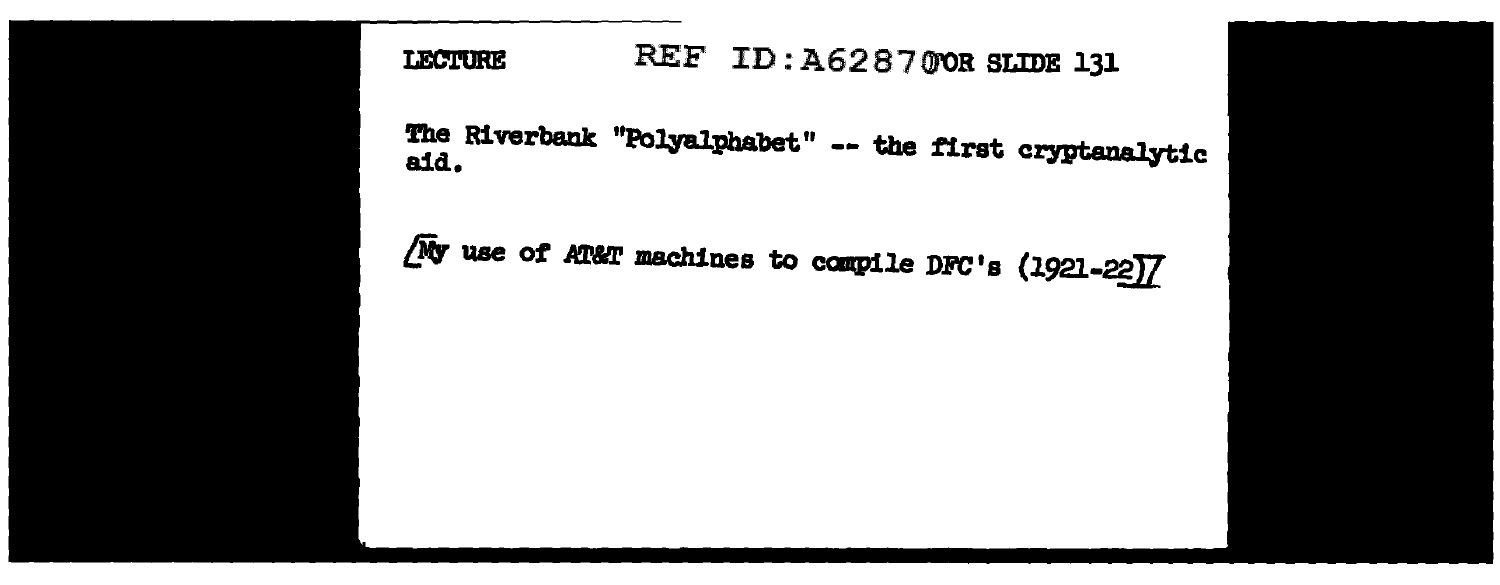LECTURE REF ID:A62870 FOR SLIDE 131

The Riverbank "Polyalphabet" -- the first cryptanalytic aid.

[My use of AT&T machines to compile DFC's (1921-22)]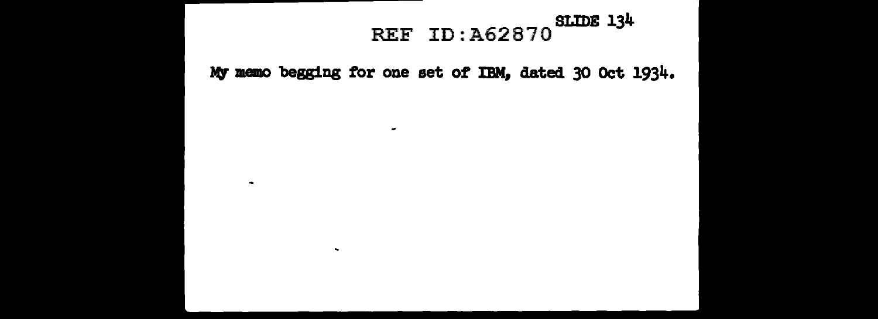REF ID:A62870

SLIDE 134

My memo begging for one set of IBM, dated 30 Oct 1934.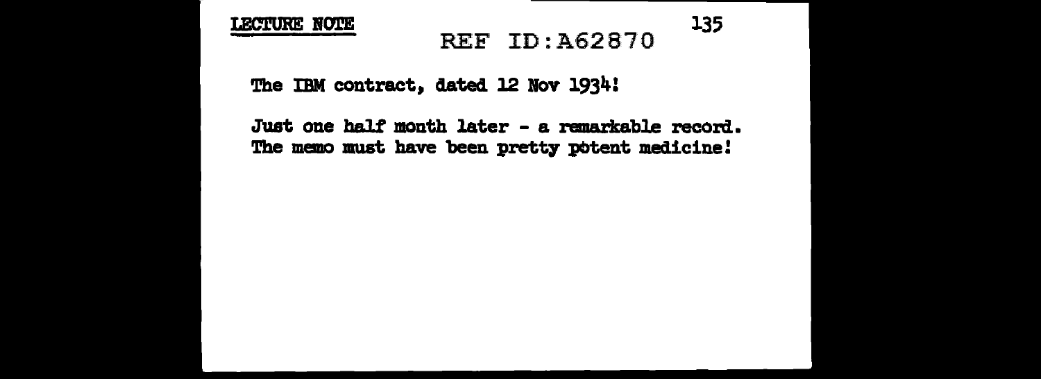LECTURE NOTE

REF ID:A62870

The IBM contract, dated 12 Nov 1934!

Just one half month later - a remarkable record. The memo must have been pretty potent medicine!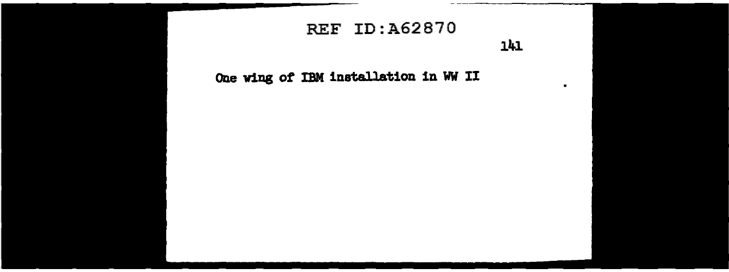One wing of IBM installation in WW II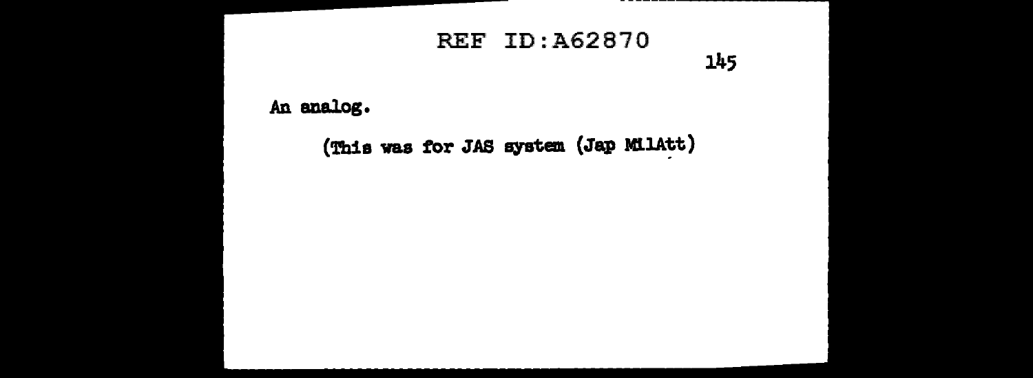An analog.

(This was for JAS system (Jap MilAtt)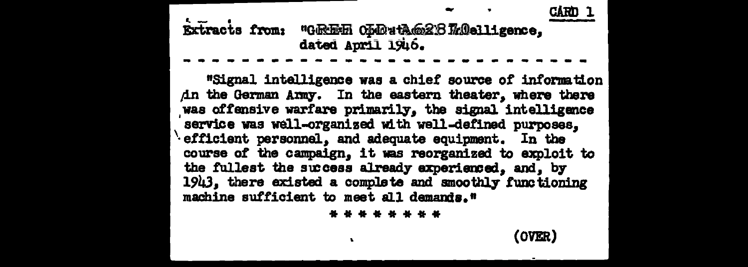CARD 1

Extracts from: "German Operational Intelligence," dated April 1946.

---

"Signal intelligence was a chief source of information in the German Army. In the eastern theater, where there was offensive warfare primarily, the signal intelligence service was well-organized with well-defined purposes, efficient personnel, and adequate equipment. In the course of the campaign, it was reorganized to exploit to the fullest the success already experienced, and, by 1943, there existed a complete and smoothly functioning machine sufficient to meet all demands."

\* \* \* \* \* \* \* \*

(OVER)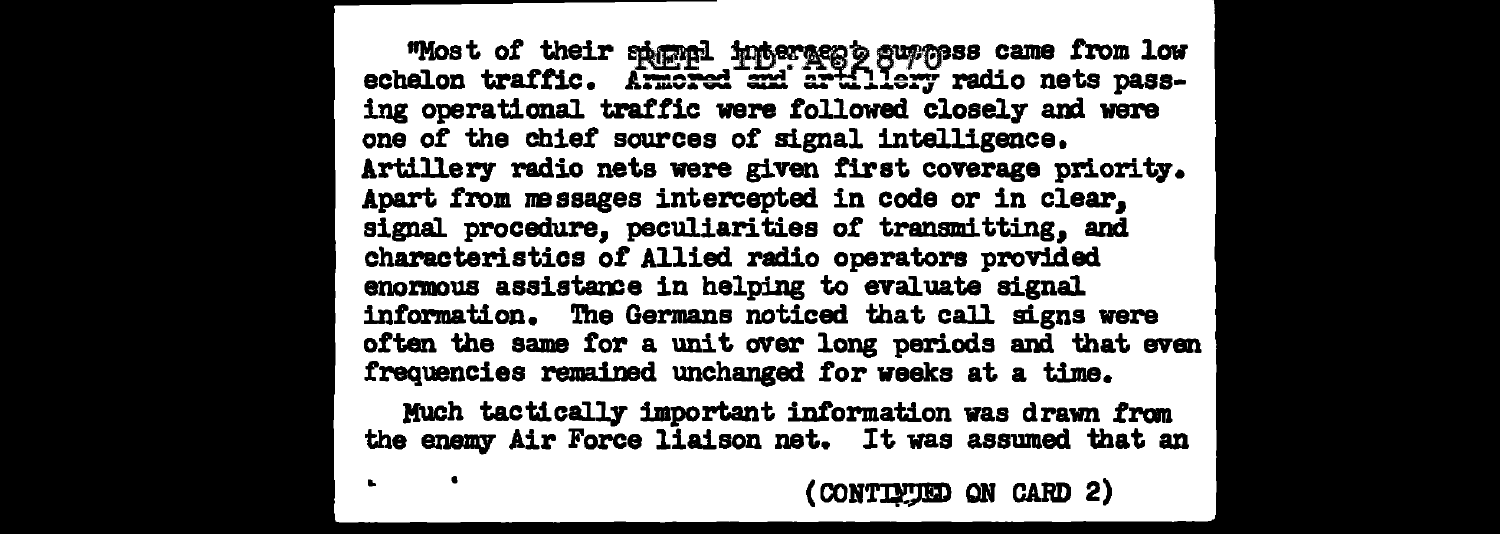"Most of their signal intercept success came from low echelon traffic. Armored and artillery radio nets passing operational traffic were followed closely and were one of the chief sources of signal intelligence. Artillery radio nets were given first coverage priority. Apart from messages intercepted in code or in clear, signal procedure, peculiarities of transmitting, and characteristics of Allied radio operators provided enormous assistance in helping to evaluate signal information. The Germans noticed that call signs were often the same for a unit over long periods and that even frequencies remained unchanged for weeks at a time.

Much tactically important information was drawn from the enemy Air Force liaison net. It was assumed that an

(CONTINUED ON CARD 2)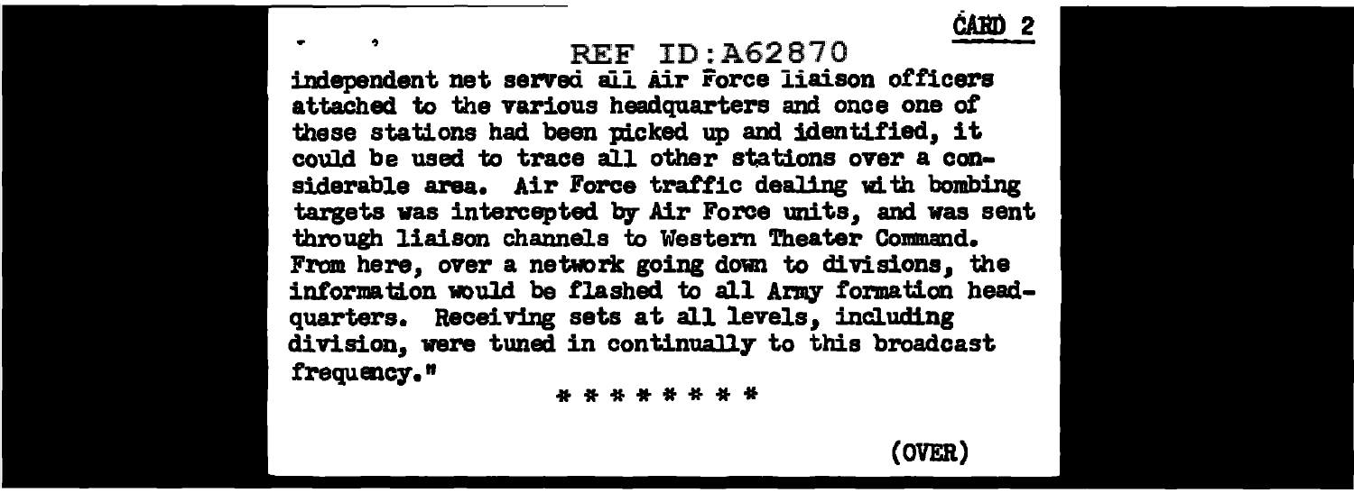CARD 2

independent net served all Air Force liaison officers attached to the various headquarters and once one of these stations had been picked up and identified, it could be used to trace all other stations over a considerable area. Air Force traffic dealing with bombing targets was intercepted by Air Force units, and was sent through liaison channels to Western Theater Command. From here, over a network going down to divisions, the information would be flashed to all Army formation headquarters. Receiving sets at all levels, including division, were tuned in continually to this broadcast frequency."

* * * * * * * *

(OVER)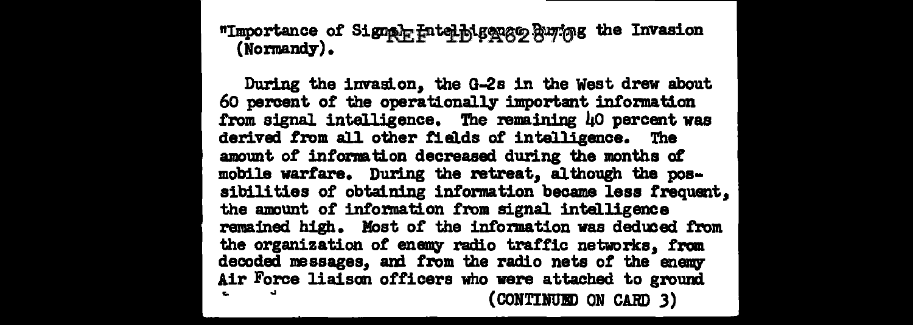"Importance of Signal Intelligence During the Invasion (Normandy).

During the invasion, the G-2s in the West drew about 60 percent of the operationally important information from signal intelligence. The remaining 40 percent was derived from all other fields of intelligence. The amount of information decreased during the months of mobile warfare. During the retreat, although the possibilities of obtaining information became less frequent, the amount of information from signal intelligence remained high. Most of the information was deduced from the organization of enemy radio traffic networks, from decoded messages, and from the radio nets of the enemy Air Force liaison officers who were attached to ground

(CONTINUED ON CARD 3)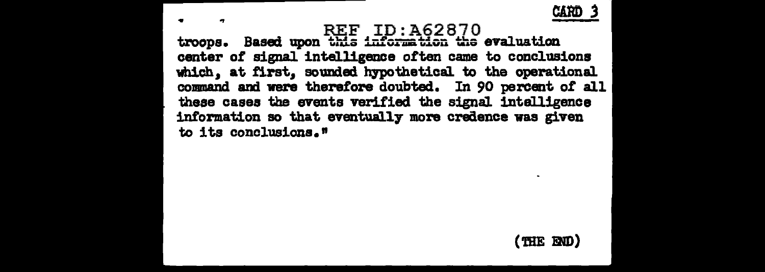CARD 3

REF ID:A62870

troops. Based upon this information the evaluation center of signal intelligence often came to conclusions which, at first, sounded hypothetical to the operational command and were therefore doubted. In 90 percent of all these cases the events verified the signal intelligence information so that eventually more credence was given to its conclusions."

(THE END)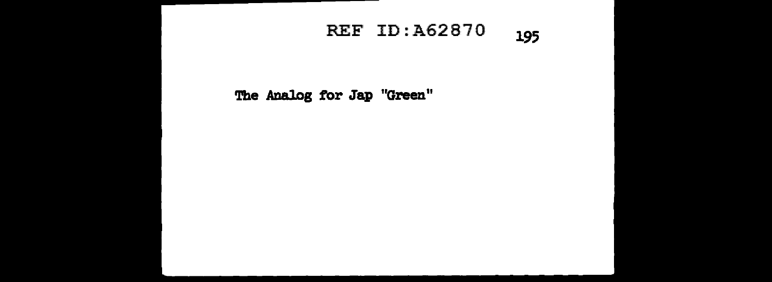The Analog for Jap "Green"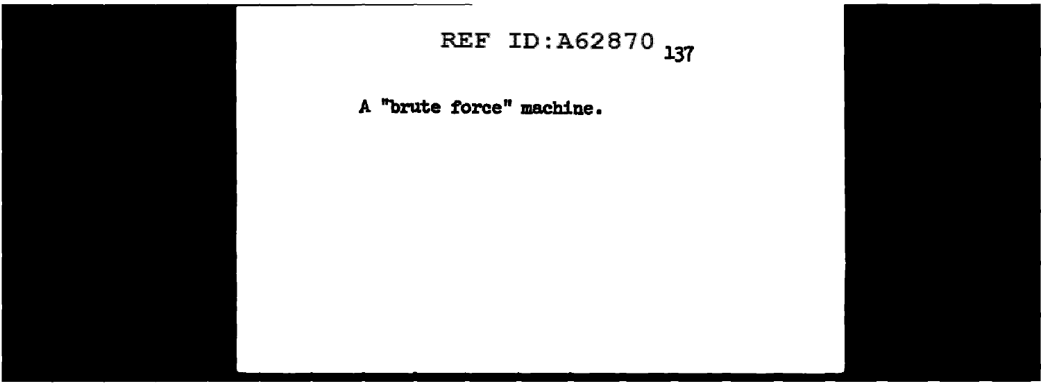A "brute force" machine.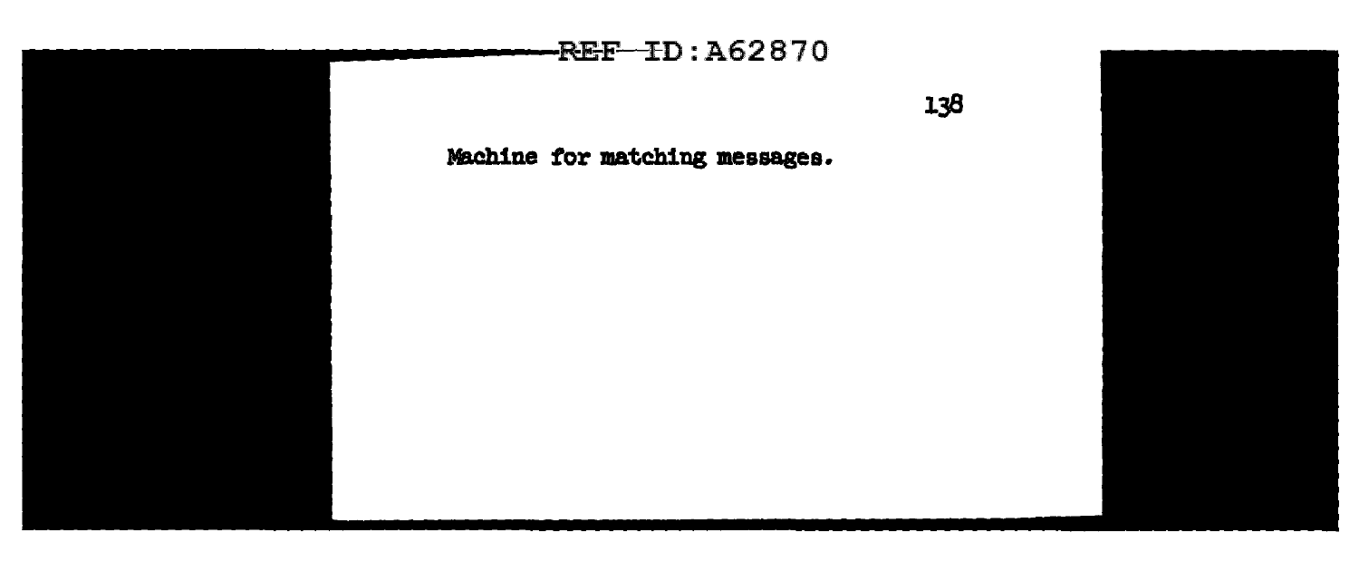Machine for matching messages.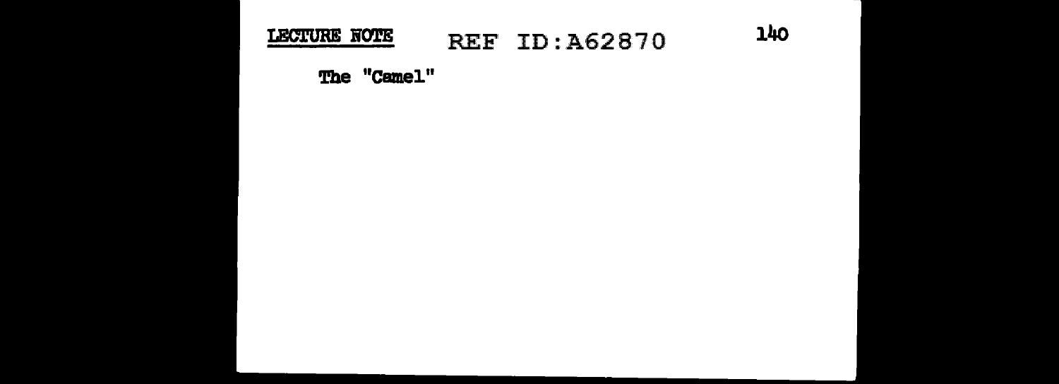LECTURE NOTE

The "Camel"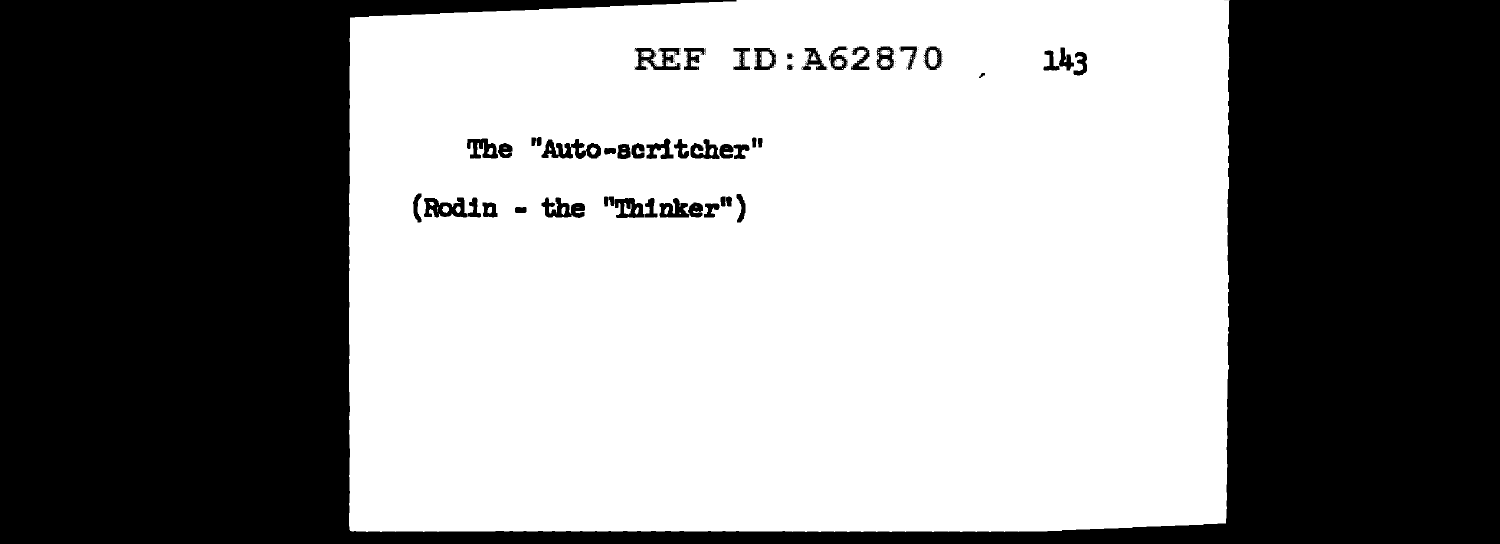The "Auto-scritcher"

(Rodin - the "Thinker")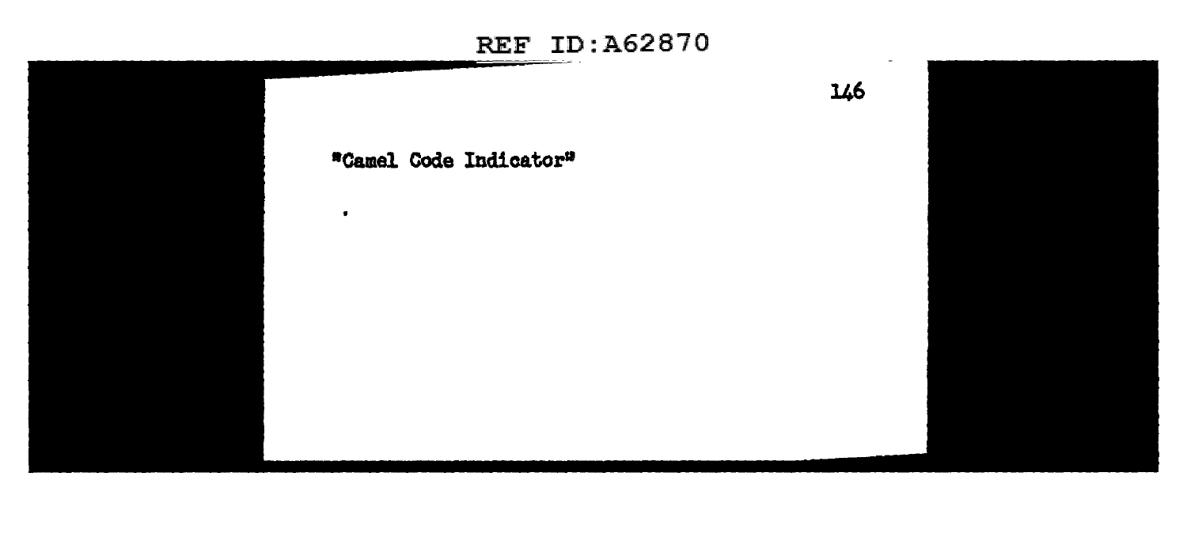"Camel Code Indicator"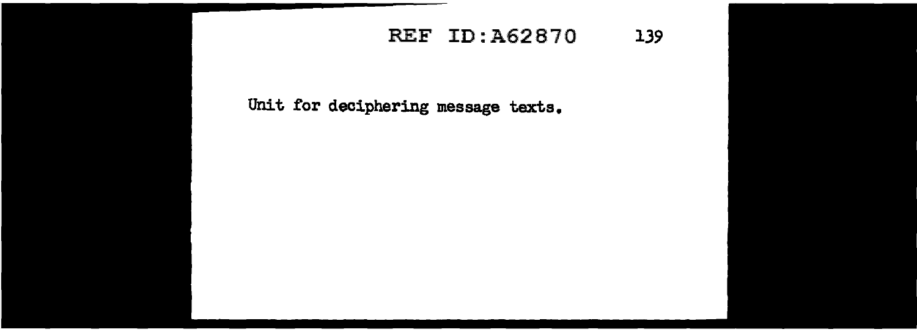Unit for deciphering message texts.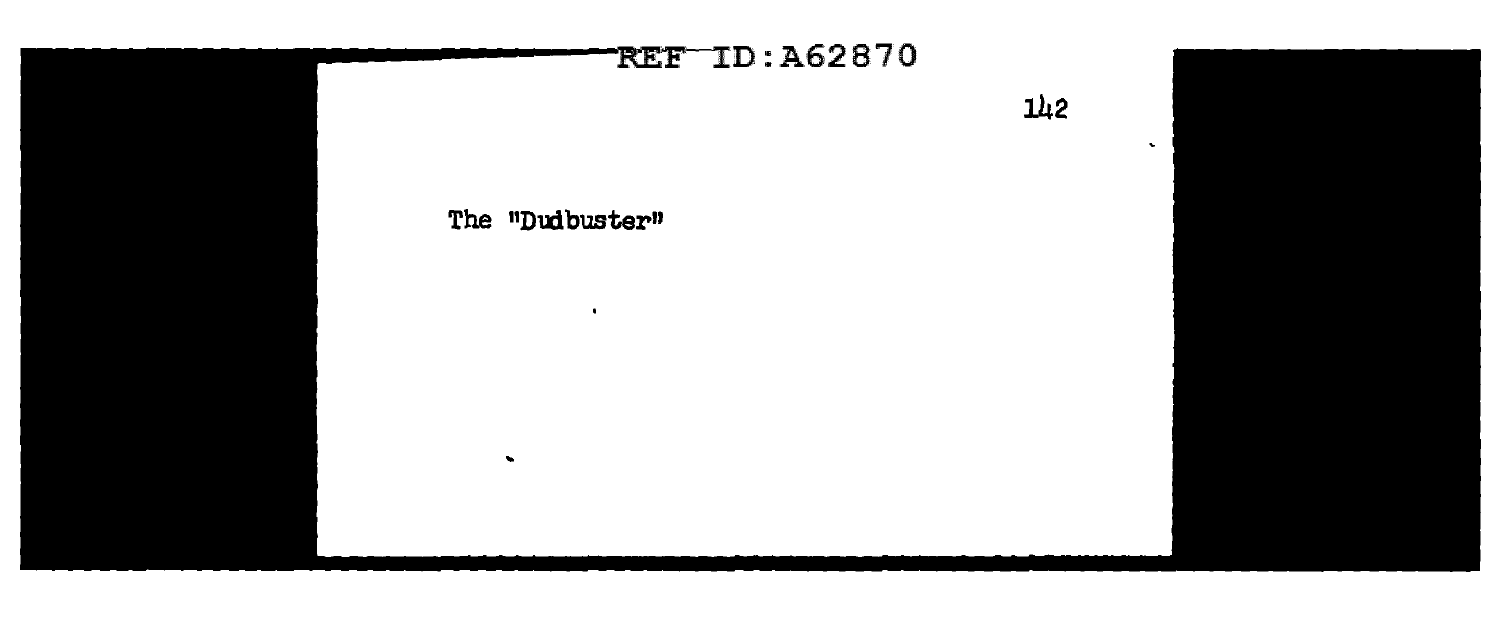The "Dudbuster"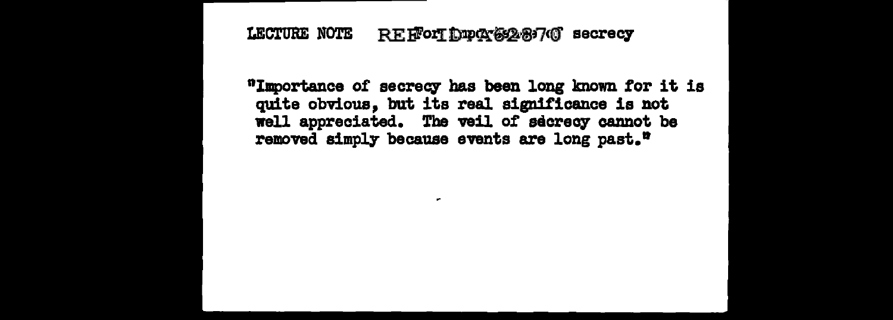LECTURE NOTE Importance of secrecy

"Importance of secrecy has been long known for it is quite obvious, but its real significance is not well appreciated. The veil of sécrecy cannot be removed simply because events are long past."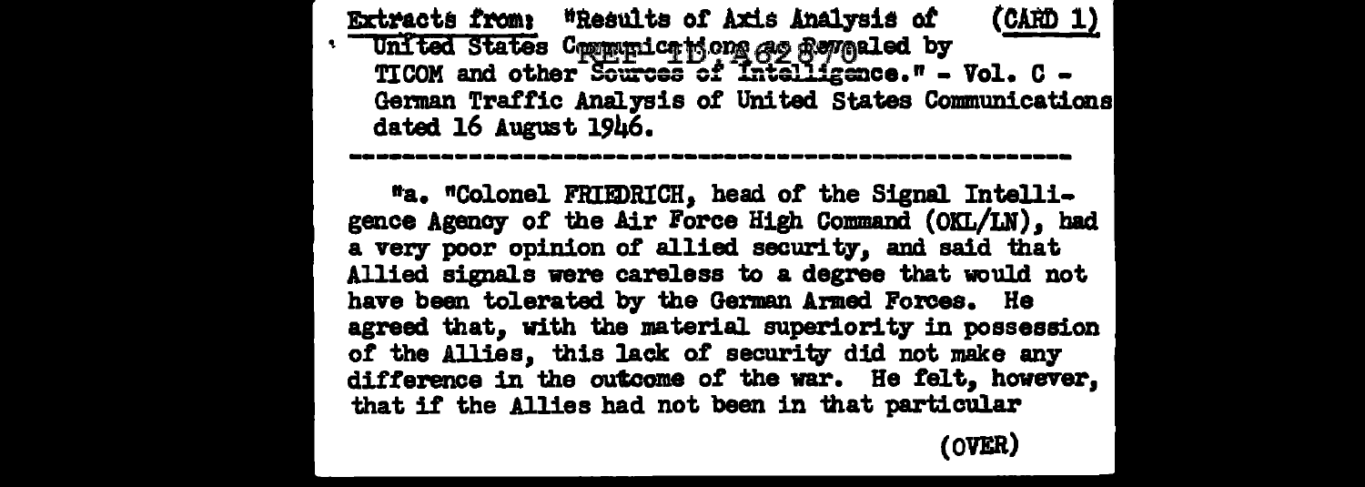Extracts from: "Results of Axis Analysis of United States Communications as Revealed by TICOM and other Sources of Intelligence." - Vol. C - German Traffic Analysis of United States Communications dated 16 August 1946. (CARD 1)

REF ID:A62870

---

"a. "Colonel FRIEDRICH, head of the Signal Intelligence Agency of the Air Force High Command (OKL/LN), had a very poor opinion of allied security, and said that Allied signals were careless to a degree that would not have been tolerated by the German Armed Forces. He agreed that, with the material superiority in possession of the Allies, this lack of security did not make any difference in the outcome of the war. He felt, however, that if the Allies had not been in that particular

(OVER)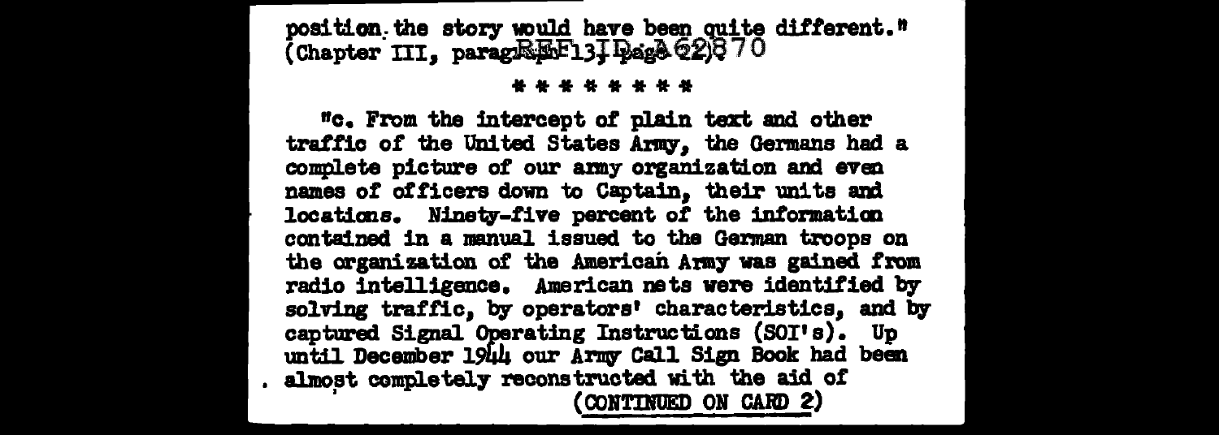position the story would have been quite different."
(Chapter III, paragraph 13, page 62)

\* \* \* \* \* \* \* \*

"c. From the intercept of plain text and other traffic of the United States Army, the Germans had a complete picture of our army organization and even names of officers down to Captain, their units and locations. Ninety-five percent of the information contained in a manual issued to the German troops on the organization of the American Army was gained from radio intelligence. American nets were identified by solving traffic, by operators' characteristics, and by captured Signal Operating Instructions (SOI's). Up until December 1944 our Army Call Sign Book had been almost completely reconstructed with the aid of

(CONTINUED ON CARD 2)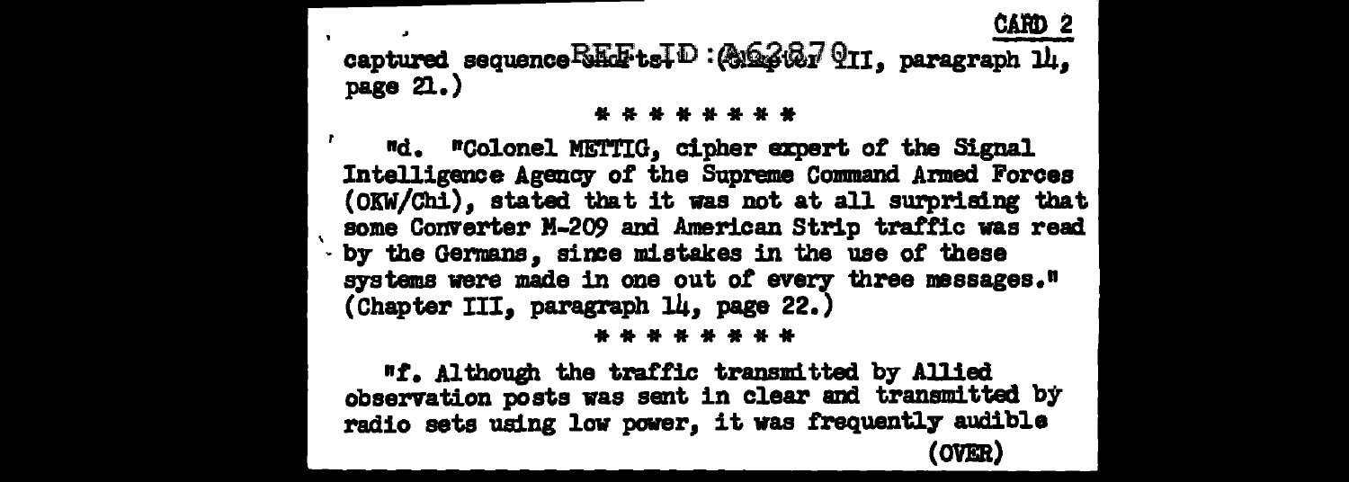CARD 2

captured sequence charts. (Chapter III, paragraph 14, page 21.)

\* \* \* \* \* \* \* \*

"d. "Colonel METTIG, cipher expert of the Signal Intelligence Agency of the Supreme Command Armed Forces (OKW/Chi), stated that it was not at all surprising that some Converter M-209 and American Strip traffic was read by the Germans, since mistakes in the use of these systems were made in one out of every three messages." (Chapter III, paragraph 14, page 22.)

\* \* \* \* \* \* \* \*

"f. Although the traffic transmitted by Allied observation posts was sent in clear and transmitted by radio sets using low power, it was frequently audible

(OVER)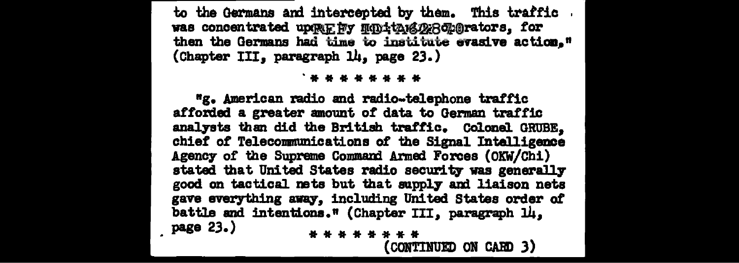to the Germans and intercepted by them. This traffic was concentrated up REF ID:A62880 operators, for then the Germans had time to institute evasive action." (Chapter III, paragraph 14, page 23.)

\* \* \* \* \* \* \* \*

"g. American radio and radio-telephone traffic afforded a greater amount of data to German traffic analysts than did the British traffic. Colonel GRUBE, chief of Telecommunications of the Signal Intelligence Agency of the Supreme Command Armed Forces (OKW/Chi) stated that United States radio security was generally good on tactical nets but that supply and liaison nets gave everything away, including United States order of battle and intentions." (Chapter III, paragraph 14, page 23.)

\* \* \* \* \* \* \* \*

(CONTINUED ON CARD 3)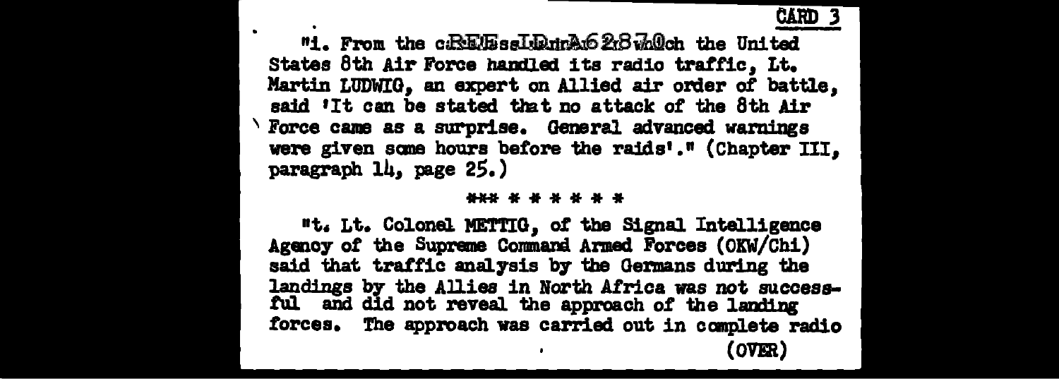CARD 3

"i. From the c REF ID:A62870 which the United States 8th Air Force handled its radio traffic, Lt. Martin LUDWIG, an expert on Allied air order of battle, said 'It can be stated that no attack of the 8th Air Force came as a surprise. General advanced warnings were given some hours before the raids'." (Chapter III, paragraph 14, page 25.)

*** * * * * * *

"t. Lt. Colonel METTIG, of the Signal Intelligence Agency of the Supreme Command Armed Forces (OKW/Chi) said that traffic analysis by the Germans during the landings by the Allies in North Africa was not successful and did not reveal the approach of the landing forces. The approach was carried out in complete radio

(OVER)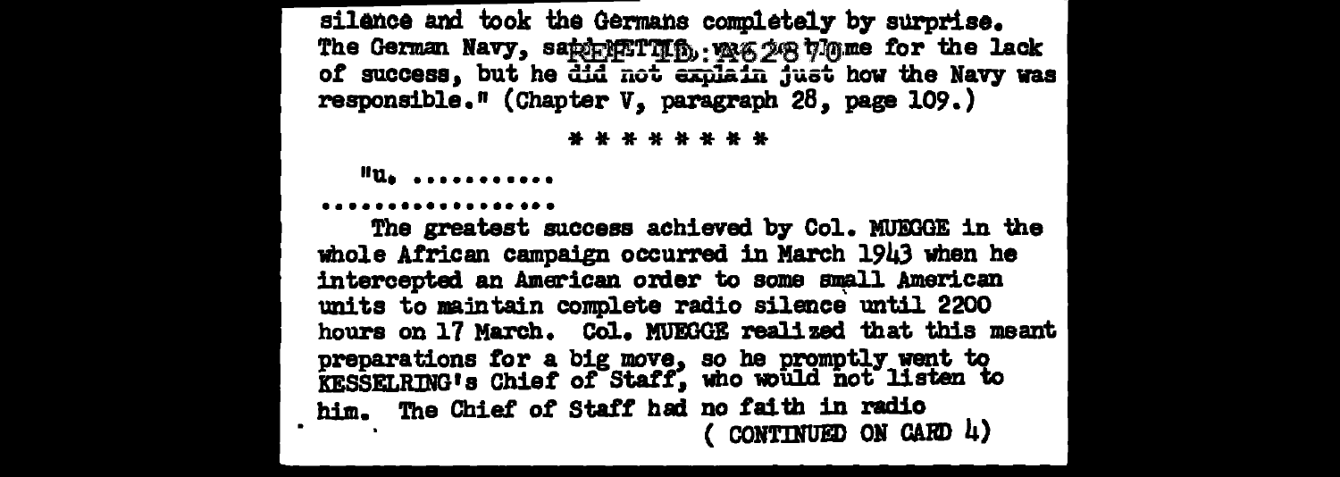silence and took the Germans completely by surprise. The German Navy, said REF ID:A62870 blame for the lack of success, but he did not explain just how the Navy was responsible." (Chapter V, paragraph 28, page 109.)

* * * * * * * *

"u. ............

..................

The greatest success achieved by Col. MUEGGE in the whole African campaign occurred in March 1943 when he intercepted an American order to some small American units to maintain complete radio silence until 2200 hours on 17 March. Col. MUEGGE realized that this meant preparations for a big move, so he promptly went to KESSELRING's Chief of Staff, who would not listen to him. The Chief of Staff had no faith in radio

( CONTINUED ON CARD 4)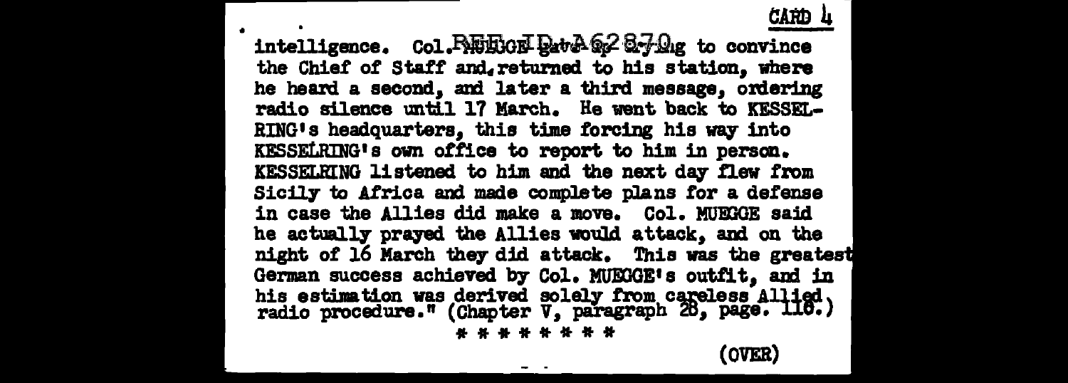CARD 4

intelligence. Col. MUEGGE gave up trying to convince the Chief of Staff and returned to his station, where he heard a second, and later a third message, ordering radio silence until 17 March. He went back to KESSELRING's headquarters, this time forcing his way into KESSELRING's own office to report to him in person. KESSELRING listened to him and the next day flew from Sicily to Africa and made complete plans for a defense in case the Allies did make a move. Col. MUEGGE said he actually prayed the Allies would attack, and on the night of 16 March they did attack. This was the greatest German success achieved by Col. MUEGGE's outfit, and in his estimation was derived solely from careless Allied radio procedure." (Chapter V, paragraph 28, page. 118.)

* * * * * * * *

(OVER)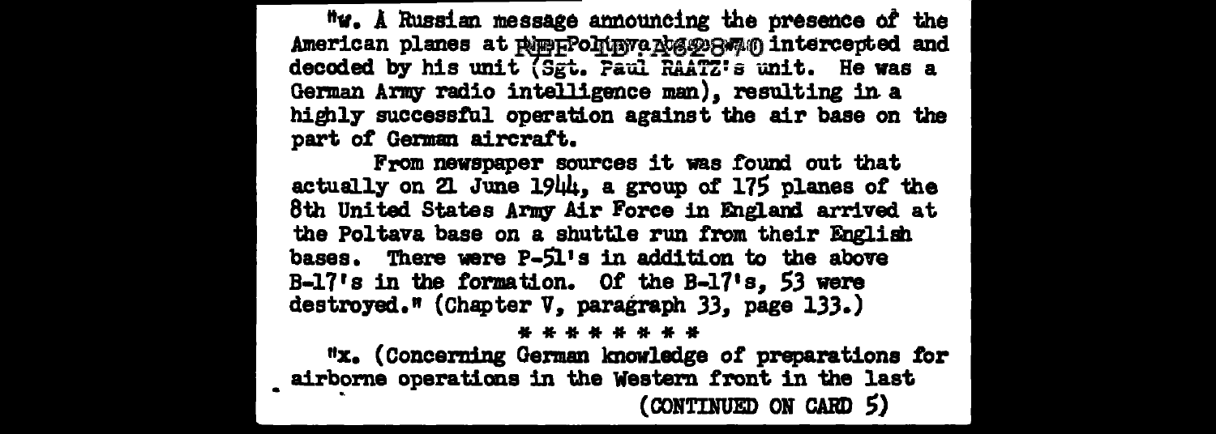"w. A Russian message announcing the presence of the American planes at the Poltava was intercepted and decoded by his unit (Sgt. Paul RAATZ's unit. He was a German Army radio intelligence man), resulting in a highly successful operation against the air base on the part of German aircraft.

From newspaper sources it was found out that actually on 21 June 1944, a group of 175 planes of the 8th United States Army Air Force in England arrived at the Poltava base on a shuttle run from their English bases. There were P-51's in addition to the above B-17's in the formation. Of the B-17's, 53 were destroyed." (Chapter V, paragraph 33, page 133.)

\* \* \* \* \* \* \* \*

"x. (Concerning German knowledge of preparations for airborne operations in the Western front in the last

(CONTINUED ON CARD 5)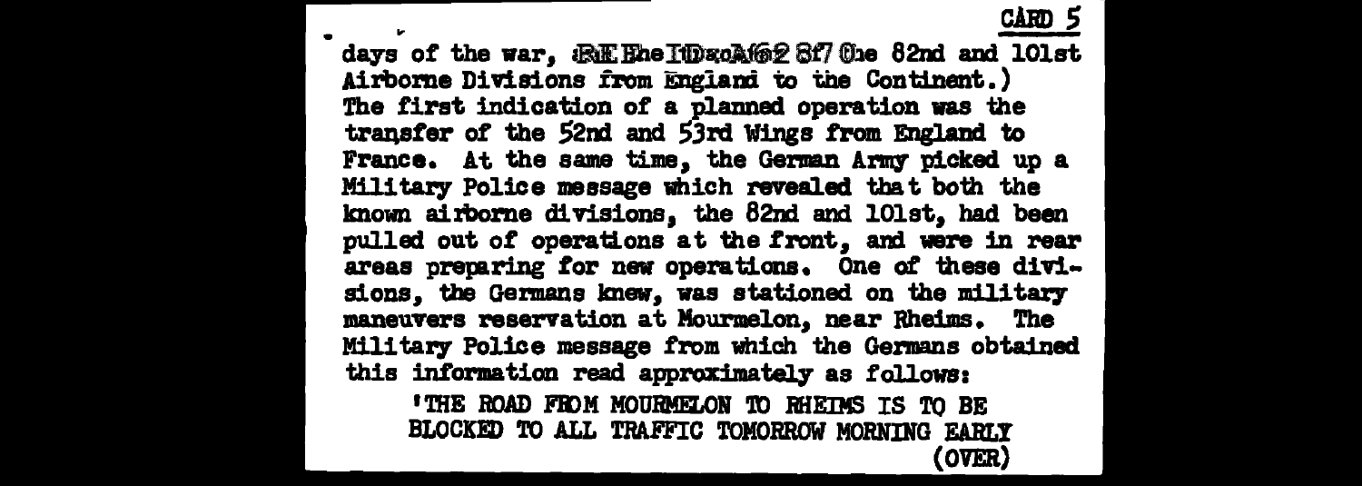days of the war, RE the IDxoA(62 8f7 the 82nd and 101st Airborne Divisions from England to the Continent.) The first indication of a planned operation was the transfer of the 52nd and 53rd Wings from England to France. At the same time, the German Army picked up a Military Police message which revealed that both the known airborne divisions, the 82nd and 101st, had been pulled out of operations at the front, and were in rear areas preparing for new operations. One of these divisions, the Germans knew, was stationed on the military maneuvers reservation at Mourmelon, near Rheims. The Military Police message from which the Germans obtained this information read approximately as follows:

'THE ROAD FROM MOURMELON TO RHEIMS IS TO BE BLOCKED TO ALL TRAFFIC TOMORROW MORNING EARLY

(OVER)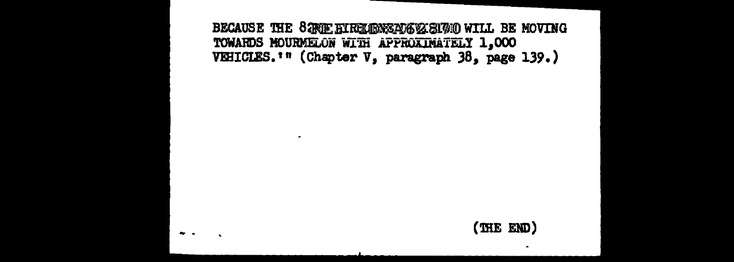BECAUSE THE 82ND AIRBORNE DIVISION WILL BE MOVING TOWARDS MOURMELON WITH APPROXIMATELY 1,000 VEHICLES.'" (Chapter V, paragraph 38, page 139.)

(THE END)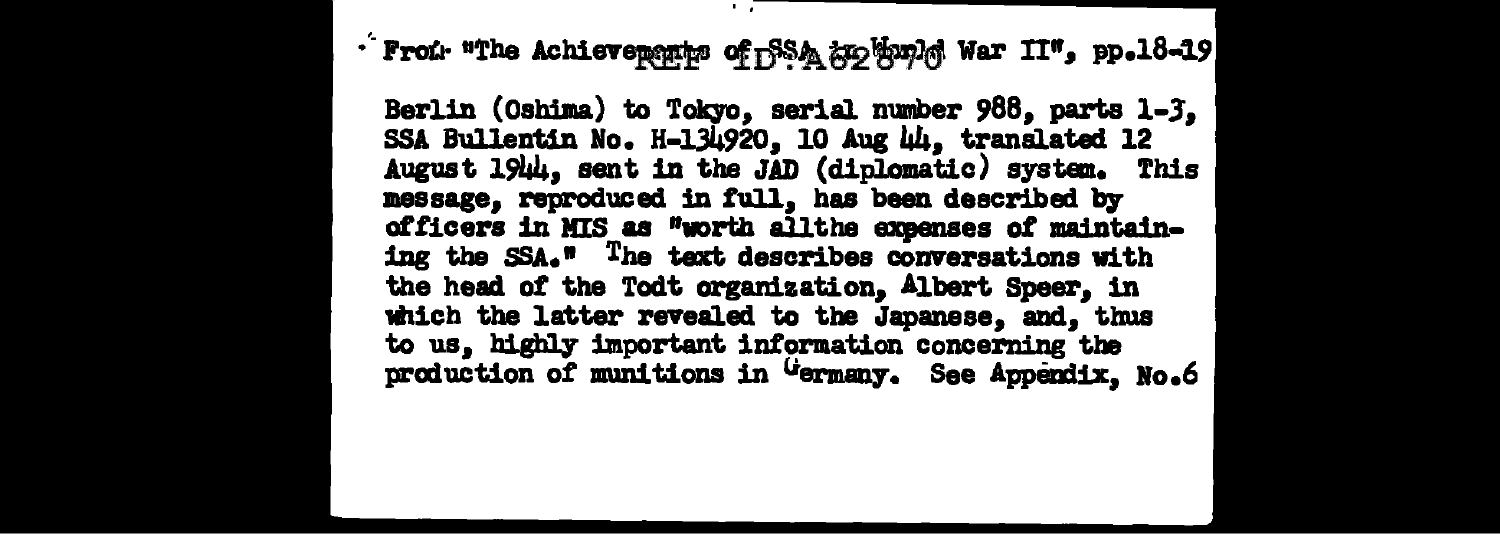From "The Achievements of SSA in World War II", pp.18-19

Berlin (Oshima) to Tokyo, serial number 988, parts 1-3, SSA Bullentin No. H-134920, 10 Aug 44, translated 12 August 1944, sent in the JAD (diplomatic) system. This message, reproduced in full, has been described by officers in MIS as "worth allthe expenses of maintaining the SSA." The text describes conversations with the head of the Todt organization, Albert Speer, in which the latter revealed to the Japanese, and, thus to us, highly important information concerning the production of munitions in Germany. See Appendix, No.6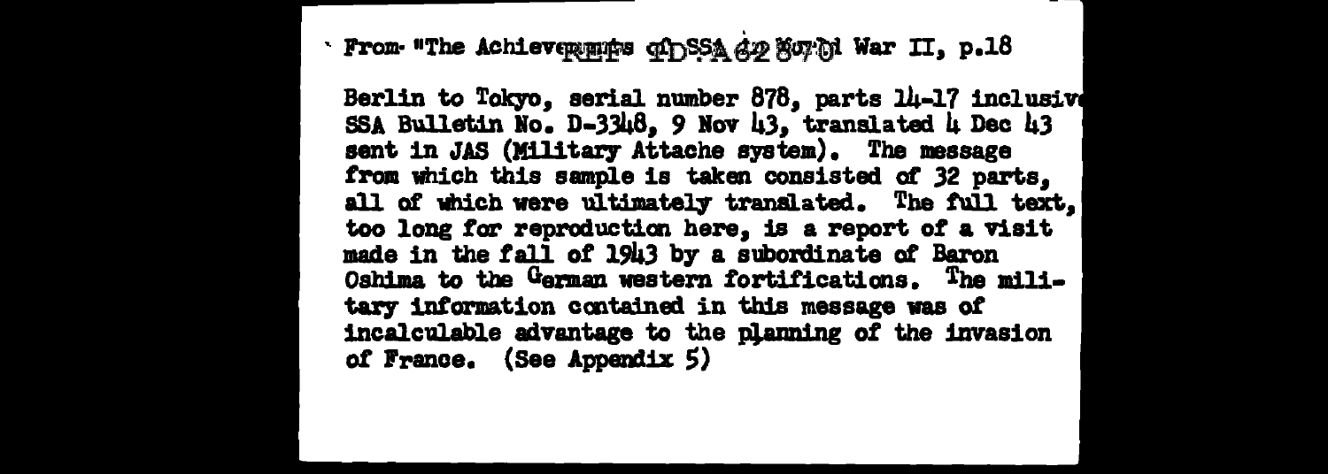From "The Achievements of SSA in World War II, p.18

Berlin to Tokyo, serial number 878, parts 14-17 inclusive SSA Bulletin No. D-3348, 9 Nov 43, translated 4 Dec 43 sent in JAS (Military Attache system). The message from which this sample is taken consisted of 32 parts, all of which were ultimately translated. The full text, too long for reproduction here, is a report of a visit made in the fall of 1943 by a subordinate of Baron Oshima to the German western fortifications. The military information contained in this message was of incalculable advantage to the planning of the invasion of France. (See Appendix 5)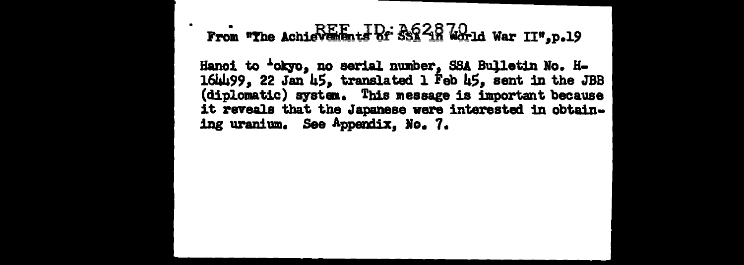From "The Achievements of SSA in World War II", p.19

Hanoi to Tokyo, no serial number, SSA Bulletin No. H-164499, 22 Jan 45, translated 1 Feb 45, sent in the JBB (diplomatic) system. This message is important because it reveals that the Japanese were interested in obtaining uranium. See Appendix, No. 7.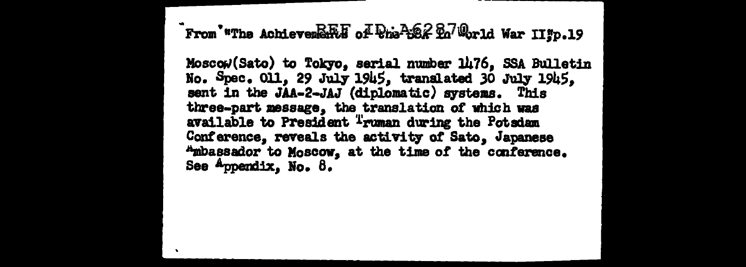From "The Achievements of the SSA in World War II," p.19

Moscow (Sato) to Tokyo, serial number 1476, SSA Bulletin No. Spec. 011, 29 July 1945, translated 30 July 1945, sent in the JAA-2-JAJ (diplomatic) systems. This three-part message, the translation of which was available to President Truman during the Potsdam Conference, reveals the activity of Sato, Japanese Ambassador to Moscow, at the time of the conference. See Appendix, No. 8.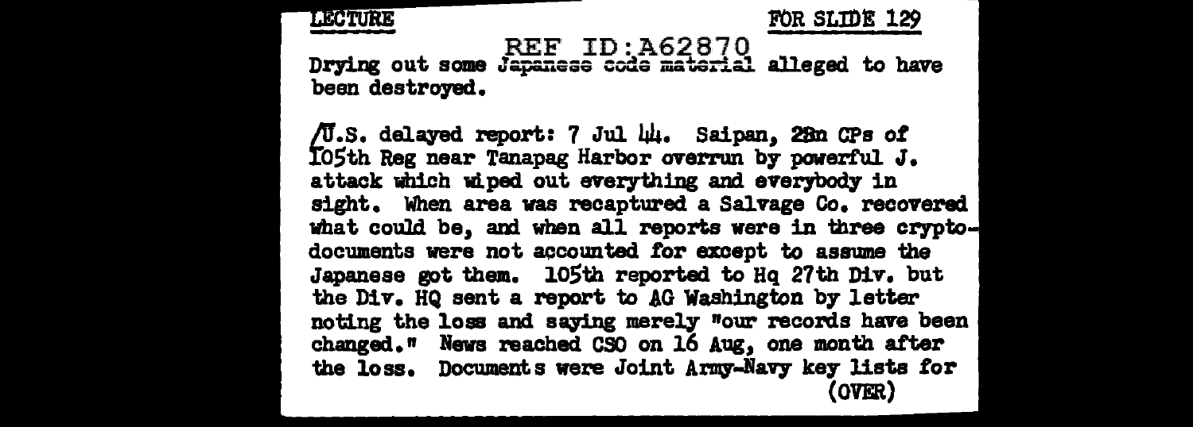LECTURE FOR SLIDE 129

REF ID:A62870

Drying out some Japanese code material alleged to have been destroyed.

/U.S. delayed report: 7 Jul 44. Saipan, 2Bn CPs of 105th Reg near Tanapag Harbor overrun by powerful J. attack which wiped out everything and everybody in sight. When area was recaptured a Salvage Co. recovered what could be, and when all reports were in three crypto-documents were not accounted for except to assume the Japanese got them. 105th reported to Hq 27th Div. but the Div. HQ sent a report to AG Washington by letter noting the loss and saying merely "our records have been changed." News reached CSO on 16 Aug, one month after the loss. Documents were Joint Army-Navy key lists for

(OVER)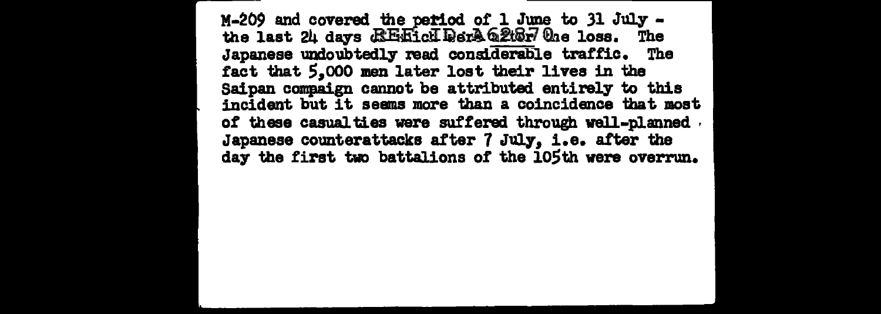M-209 and covered the period of 1 June to 31 July - the last 24 days of which were after the loss. The Japanese undoubtedly read considerable traffic. The fact that 5,000 men later lost their lives in the Saipan campaign cannot be attributed entirely to this incident but it seems more than a coincidence that most of these casualties were suffered through well-planned Japanese counterattacks after 7 July, i.e. after the day the first two battalions of the 105th were overrun.